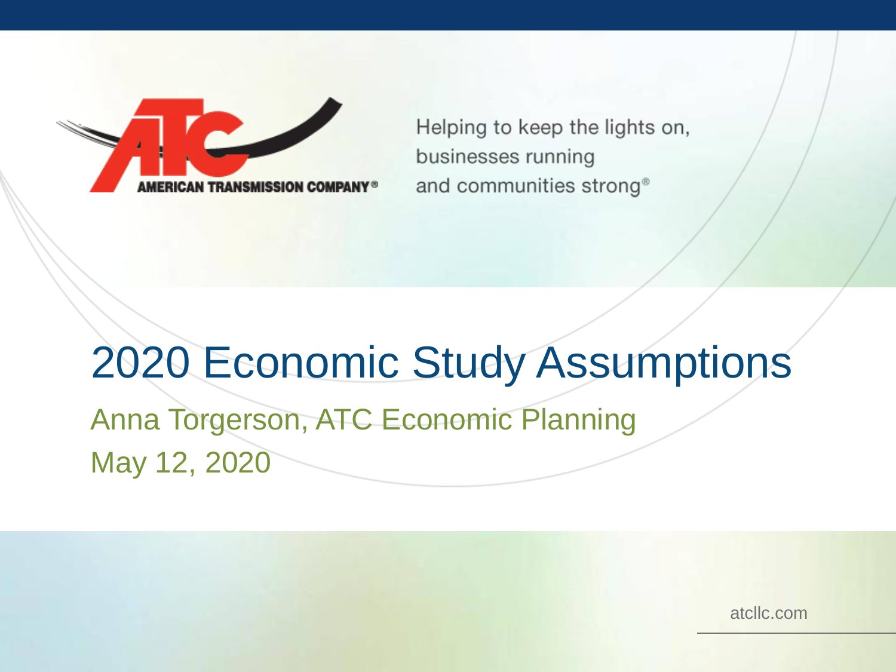AMERICAN TRANSMISSION COMPANY®

Helping to keep the lights on,
businesses running
and communities strong®

# 2020 Economic Study Assumptions

Anna Torgerson, ATC Economic Planning

May 12, 2020

atcllc.com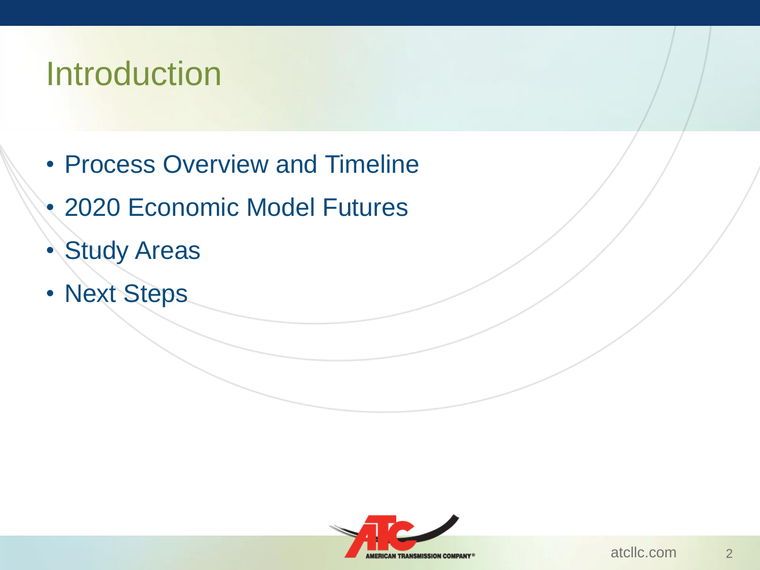# Introduction

- Process Overview and Timeline
- 2020 Economic Model Futures
- Study Areas
- Next Steps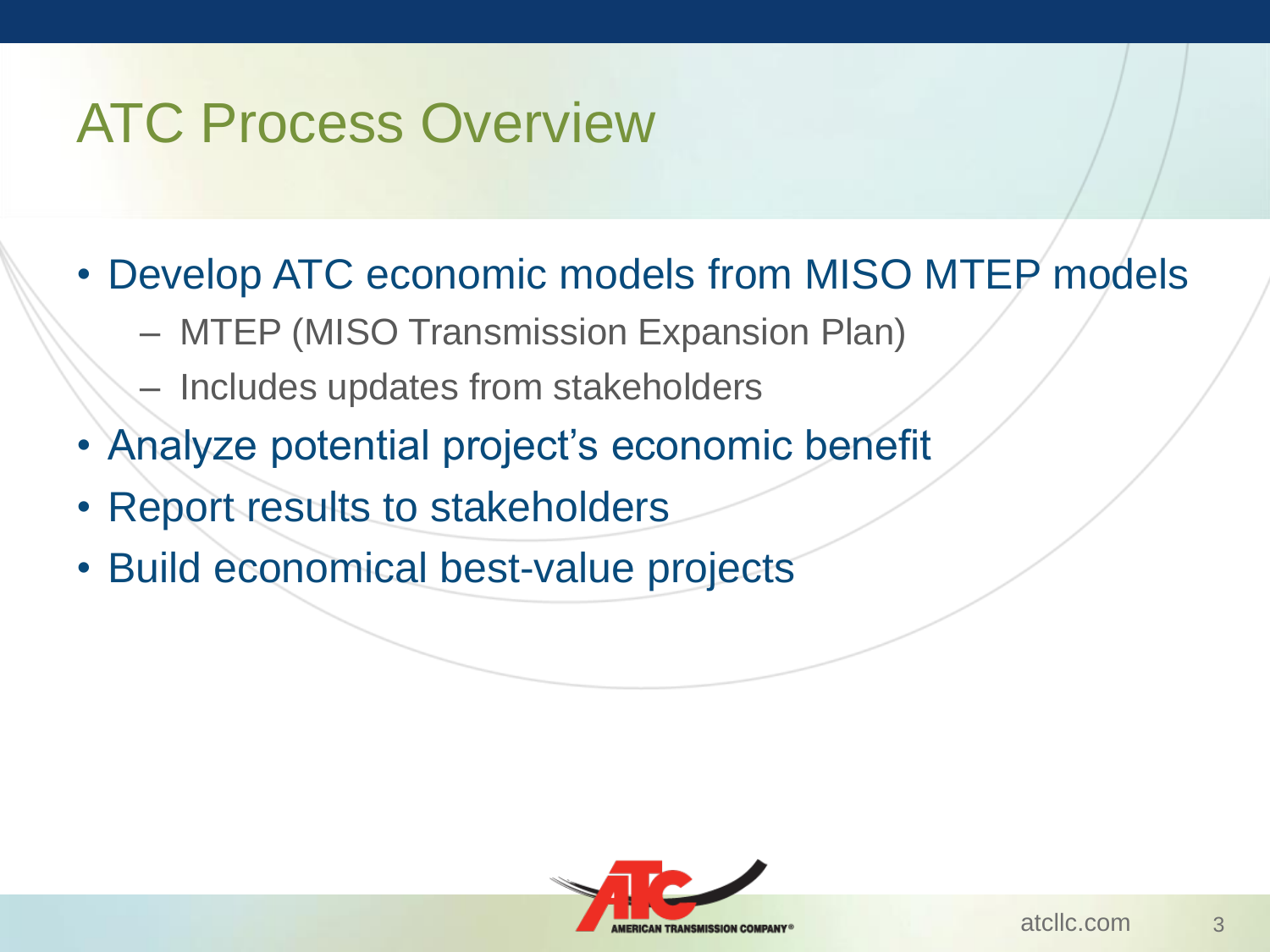# ATC Process Overview

- Develop ATC economic models from MISO MTEP models
  - MTEP (MISO Transmission Expansion Plan)
  - Includes updates from stakeholders
- Analyze potential project's economic benefit
- Report results to stakeholders
- Build economical best-value projects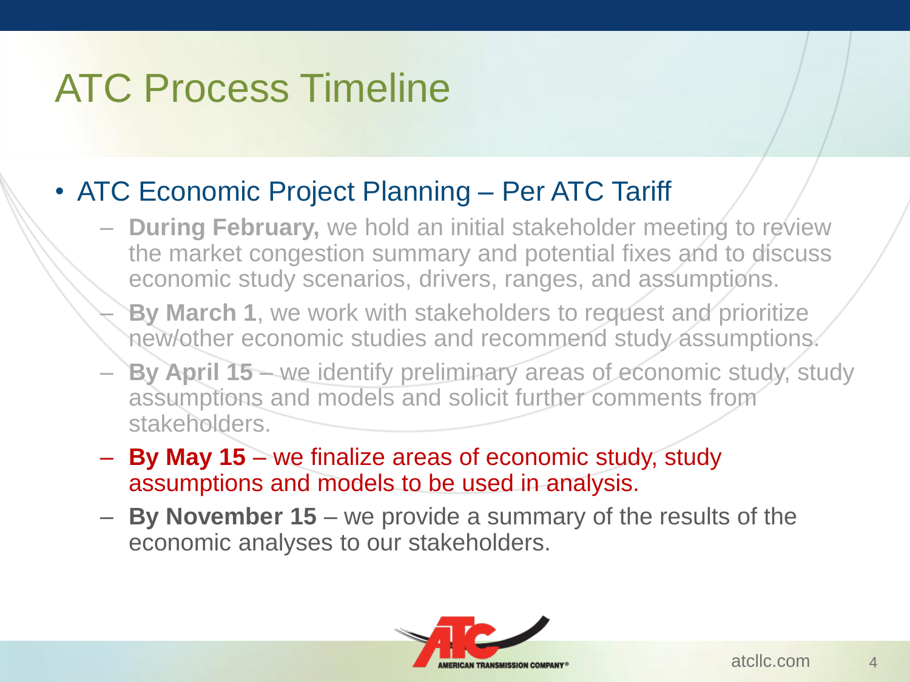# ATC Process Timeline

- ATC Economic Project Planning – Per ATC Tariff
  - **During February,** we hold an initial stakeholder meeting to review the market congestion summary and potential fixes and to discuss economic study scenarios, drivers, ranges, and assumptions.
  - **By March 1**, we work with stakeholders to request and prioritize new/other economic studies and recommend study assumptions.
  - **By April 15** – we identify preliminary areas of economic study, study assumptions and models and solicit further comments from stakeholders.
  - **By May 15** – we finalize areas of economic study, study assumptions and models to be used in analysis.
  - **By November 15** – we provide a summary of the results of the economic analyses to our stakeholders.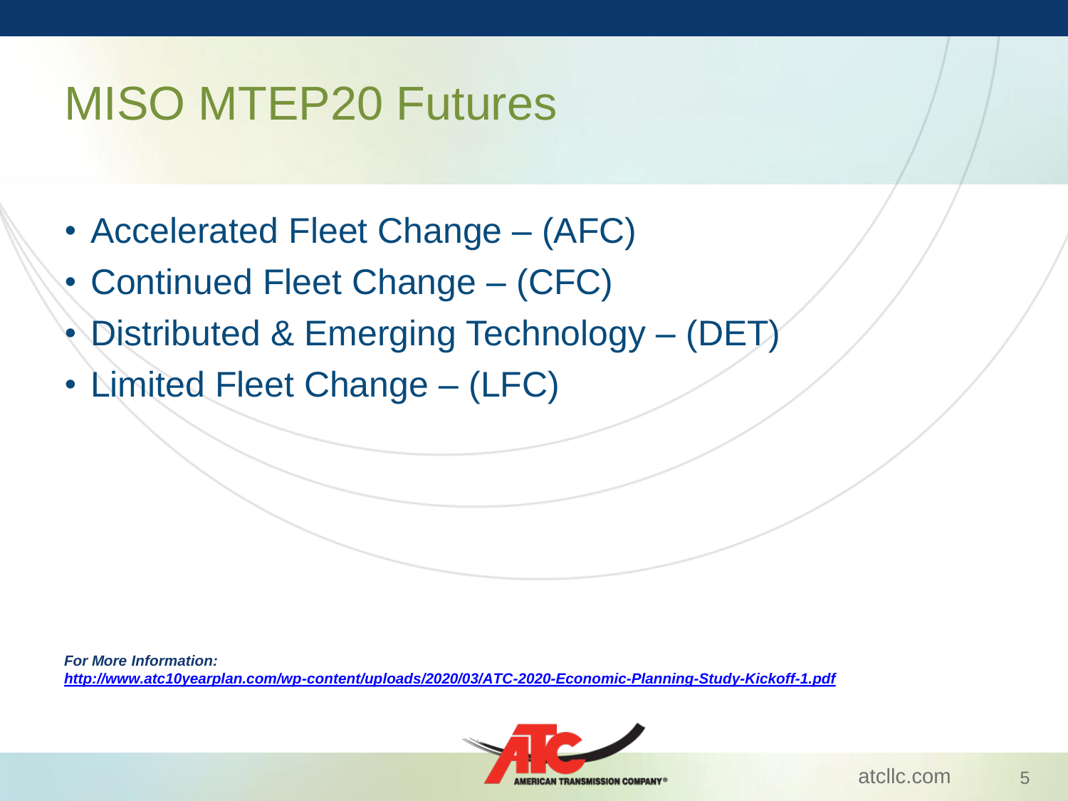# MISO MTEP20 Futures

- Accelerated Fleet Change – (AFC)
- Continued Fleet Change – (CFC)
- Distributed & Emerging Technology – (DET)
- Limited Fleet Change – (LFC)

***For More Information:***
***http://www.atc10yearplan.com/wp-content/uploads/2020/03/ATC-2020-Economic-Planning-Study-Kickoff-1.pdf***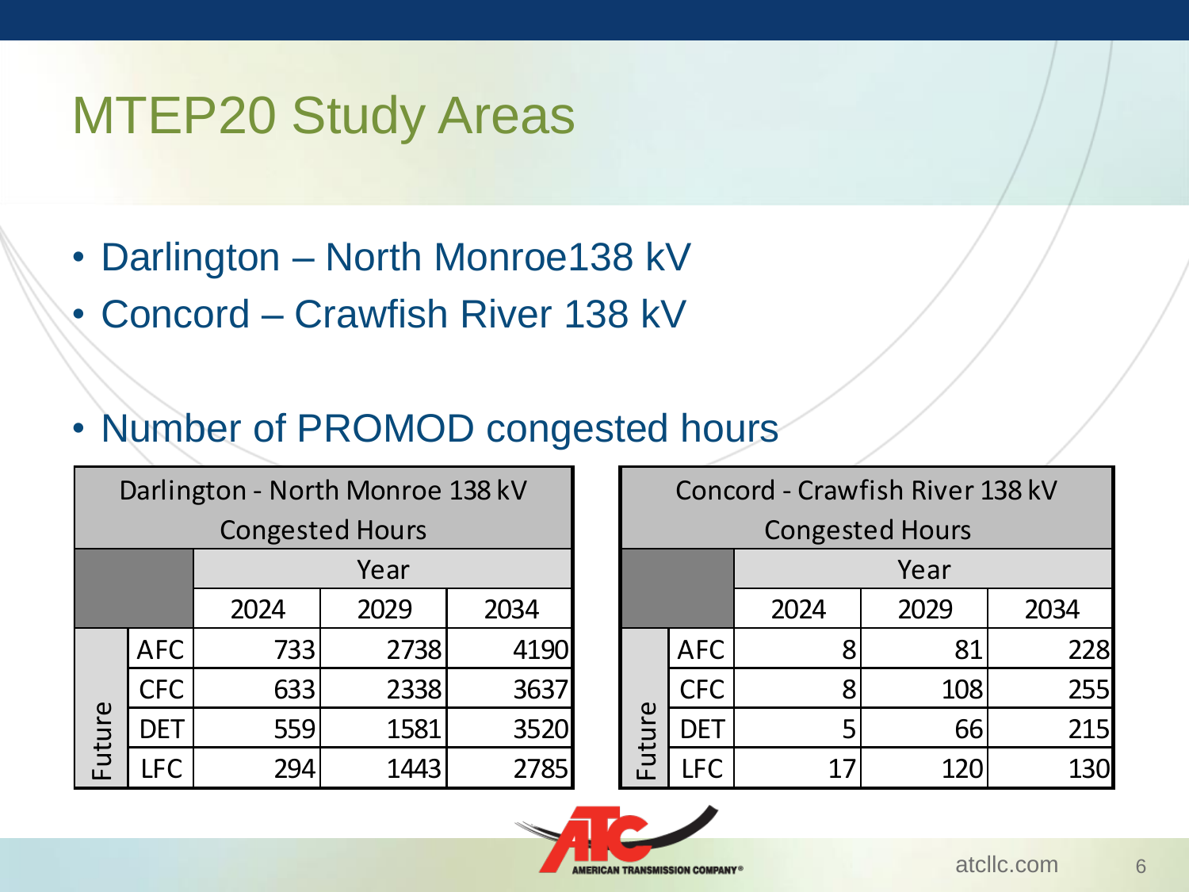# MTEP20 Study Areas

- Darlington – North Monroe138 kV
- Concord – Crawfish River 138 kV

- Number of PROMOD congested hours

| Darlington - North Monroe 138 kV Congested Hours | | | | |
|---|---|---|---|---|
| | | Year | | |
| | | 2024 | 2029 | 2034 |
| Future | AFC | 733 | 2738 | 4190 |
| | CFC | 633 | 2338 | 3637 |
| | DET | 559 | 1581 | 3520 |
| | LFC | 294 | 1443 | 2785 |

| Concord - Crawfish River 138 kV Congested Hours | | | | |
|---|---|---|---|---|
| | | Year | | |
| | | 2024 | 2029 | 2034 |
| Future | AFC | 8 | 81 | 228 |
| | CFC | 8 | 108 | 255 |
| | DET | 5 | 66 | 215 |
| | LFC | 17 | 120 | 130 |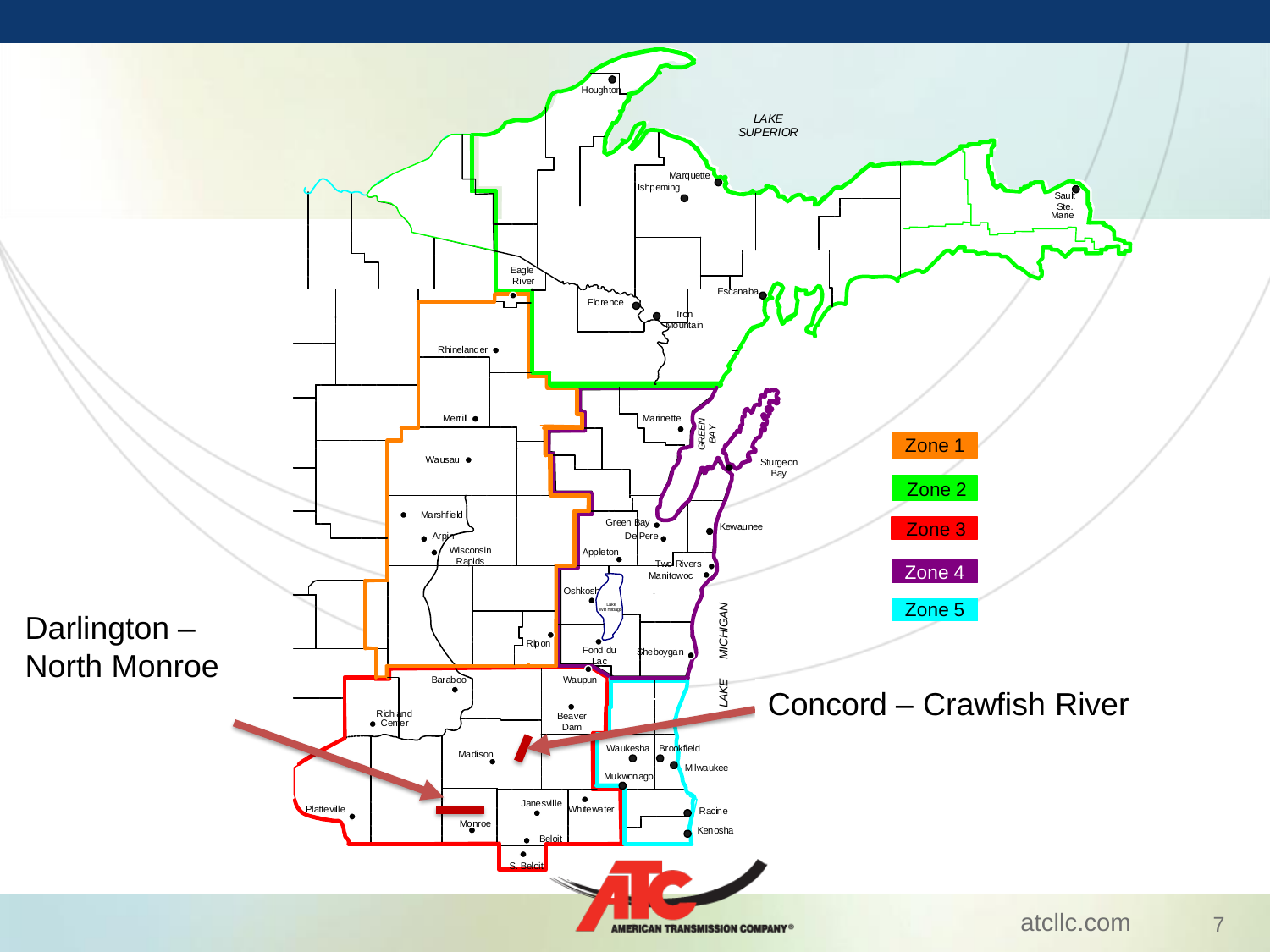Darlington – North Monroe

Concord – Crawfish River

Zone 1

Zone 2

Zone 3

Zone 4

Zone 5

LAKE SUPERIOR

GREEN BAY

LAKE MICHIGAN

Houghton, Marquette, Ishpeming, Sault Ste. Marie, Eagle River, Florence, Iron Mountain, Escanaba, Rhinelander, Merrill, Marinette, Wausau, Sturgeon Bay, Marshfield, Arpin, Wisconsin Rapids, Green Bay, De Pere, Kewaunee, Appleton, Two Rivers, Manitowoc, Oshkosh, Lake Winnebago, Ripon, Fond du Lac, Sheboygan, Baraboo, Waupun, Richland Center, Beaver Dam, Madison, Waukesha, Brookfield, Milwaukee, Mukwonago, Platteville, Monroe, Janesville, Whitewater, Racine, Kenosha, Beloit, S. Beloit

AMERICAN TRANSMISSION COMPANY®

atcllc.com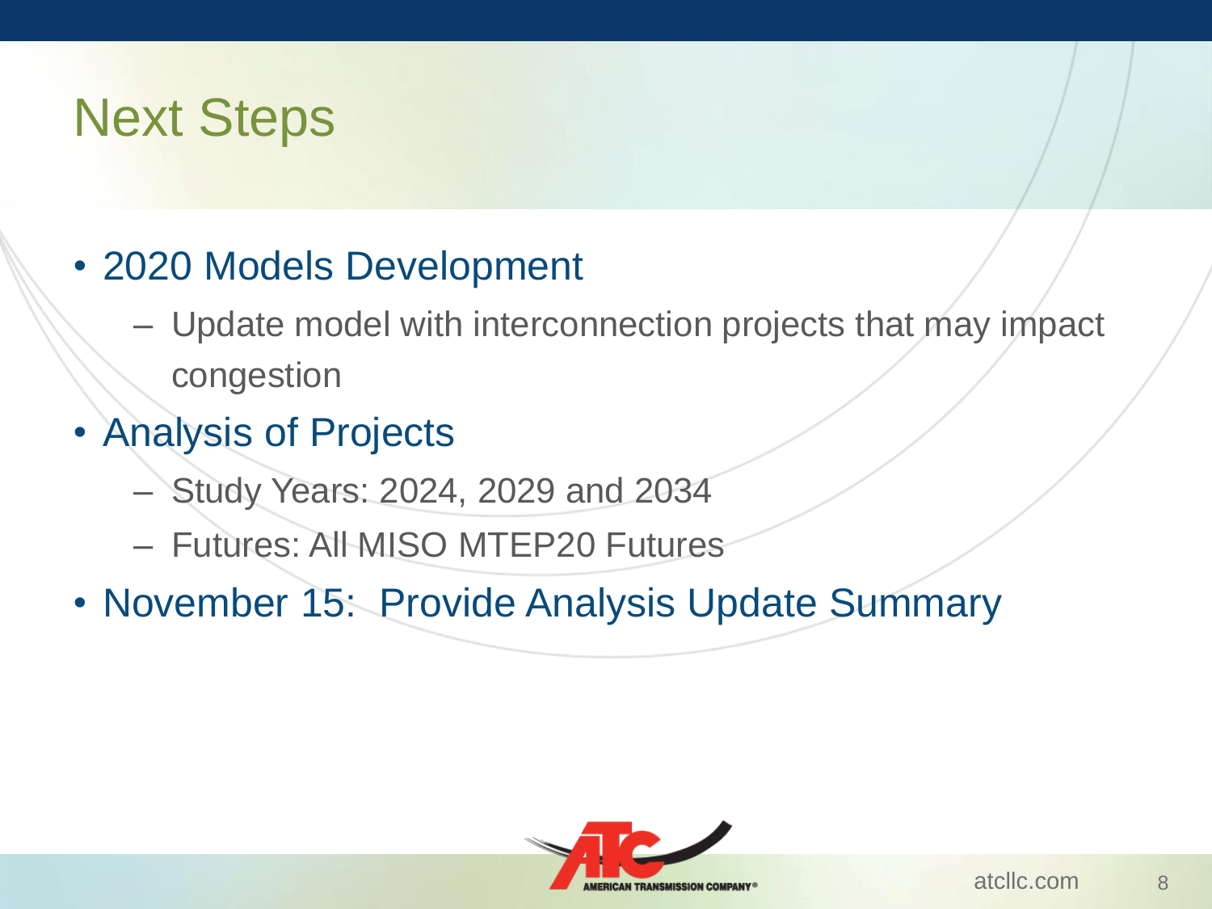# Next Steps

- 2020 Models Development
  - Update model with interconnection projects that may impact congestion
- Analysis of Projects
  - Study Years: 2024, 2029 and 2034
  - Futures: All MISO MTEP20 Futures
- November 15:  Provide Analysis Update Summary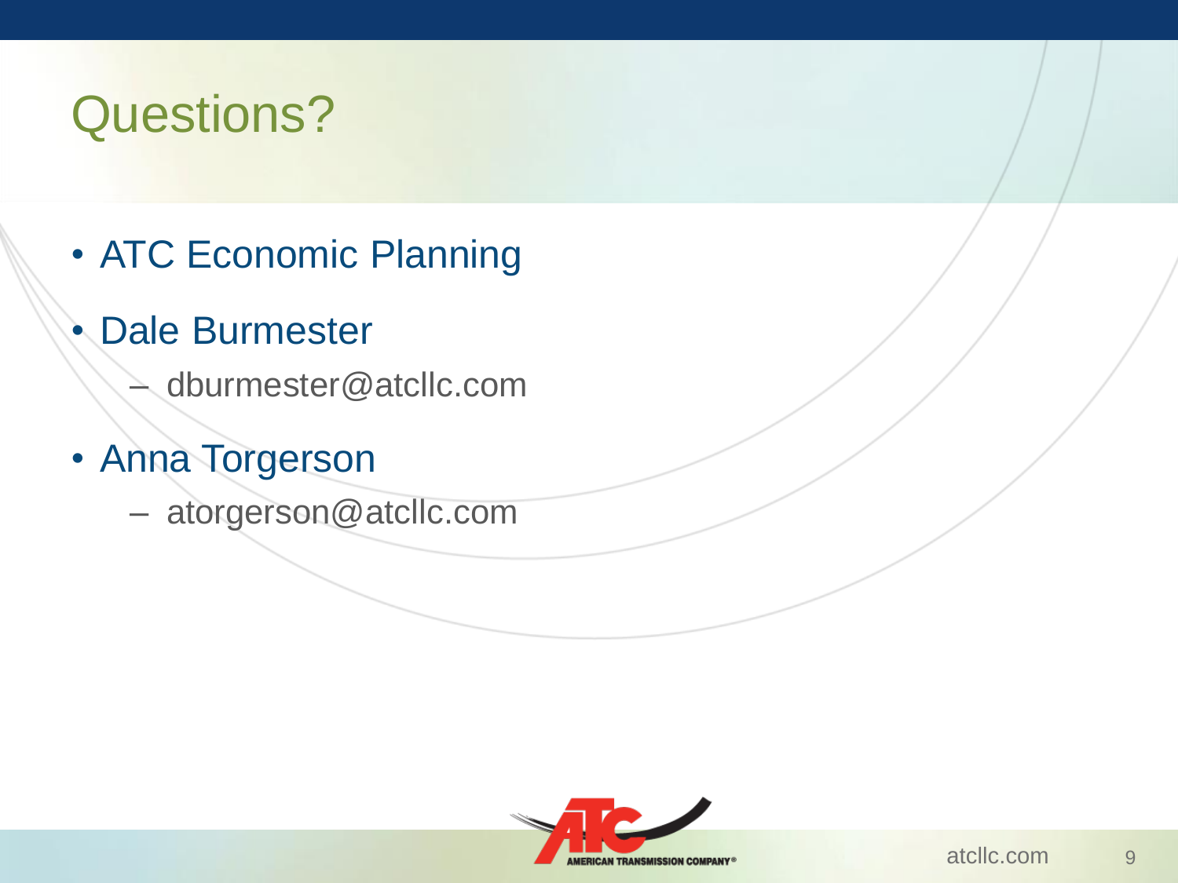# Questions?

- ATC Economic Planning
- Dale Burmester
  - dburmester@atcllc.com
- Anna Torgerson
  - atorgerson@atcllc.com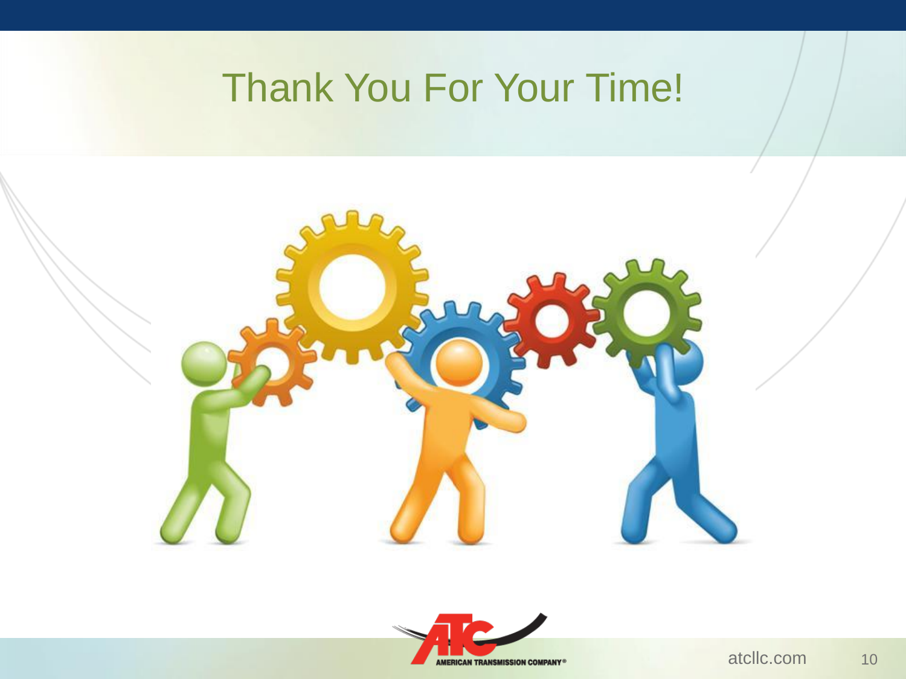# Thank You For Your Time!

AMERICAN TRANSMISSION COMPANY®

atcllc.com